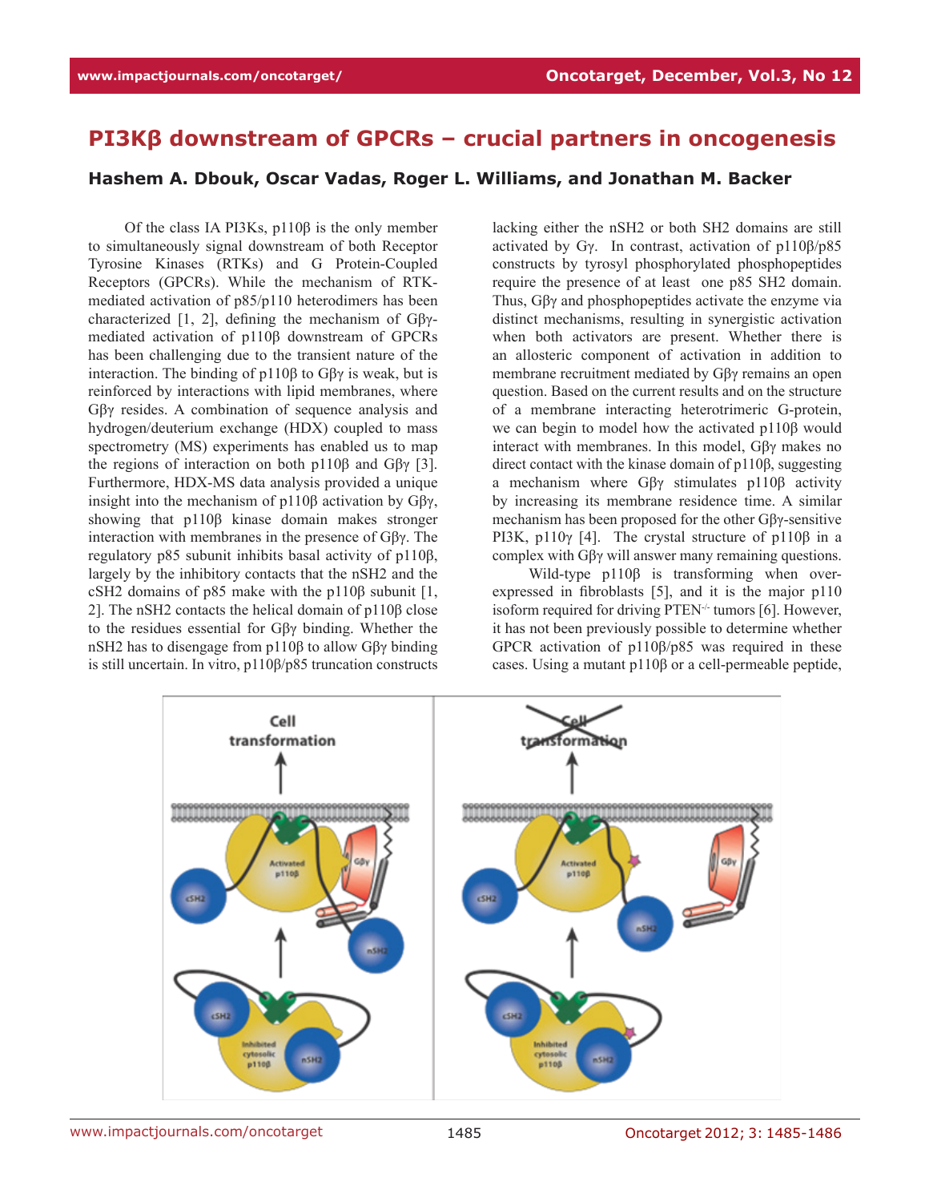# PI3Kβ downstream of GPCRs – crucial partners in oncogenesis

**Hashem A. Dbouk, Oscar Vadas, Roger L. Williams, and Jonathan M. Backer**

Of the class IA PI3Ks, p110β is the only member to simultaneously signal downstream of both Receptor Tyrosine Kinases (RTKs) and G Protein-Coupled Receptors (GPCRs). While the mechanism of RTK-mediated activation of p85/p110 heterodimers has been characterized [1, 2], defining the mechanism of Gβγ-mediated activation of p110β downstream of GPCRs has been challenging due to the transient nature of the interaction. The binding of p110β to Gβγ is weak, but is reinforced by interactions with lipid membranes, where Gβγ resides. A combination of sequence analysis and hydrogen/deuterium exchange (HDX) coupled to mass spectrometry (MS) experiments has enabled us to map the regions of interaction on both p110β and Gβγ [3]. Furthermore, HDX-MS data analysis provided a unique insight into the mechanism of p110β activation by Gβγ, showing that p110β kinase domain makes stronger interaction with membranes in the presence of Gβγ. The regulatory p85 subunit inhibits basal activity of p110β, largely by the inhibitory contacts that the nSH2 and the cSH2 domains of p85 make with the p110β subunit [1, 2]. The nSH2 contacts the helical domain of p110β close to the residues essential for Gβγ binding. Whether the nSH2 has to disengage from p110β to allow Gβγ binding is still uncertain. In vitro, p110β/p85 truncation constructs lacking either the nSH2 or both SH2 domains are still activated by Gγ. In contrast, activation of p110β/p85 constructs by tyrosyl phosphorylated phosphopeptides require the presence of at least one p85 SH2 domain. Thus, Gβγ and phosphopeptides activate the enzyme via distinct mechanisms, resulting in synergistic activation when both activators are present. Whether there is an allosteric component of activation in addition to membrane recruitment mediated by Gβγ remains an open question. Based on the current results and on the structure of a membrane interacting heterotrimeric G-protein, we can begin to model how the activated p110β would interact with membranes. In this model, Gβγ makes no direct contact with the kinase domain of p110β, suggesting a mechanism where Gβγ stimulates p110β activity by increasing its membrane residence time. A similar mechanism has been proposed for the other Gβγ-sensitive PI3K, p110γ [4]. The crystal structure of p110β in a complex with Gβγ will answer many remaining questions.

Wild-type p110β is transforming when over-expressed in fibroblasts [5], and it is the major p110 isoform required for driving PTEN$^{-/-}$ tumors [6]. However, it has not been previously possible to determine whether GPCR activation of p110β/p85 was required in these cases. Using a mutant p110β or a cell-permeable peptide,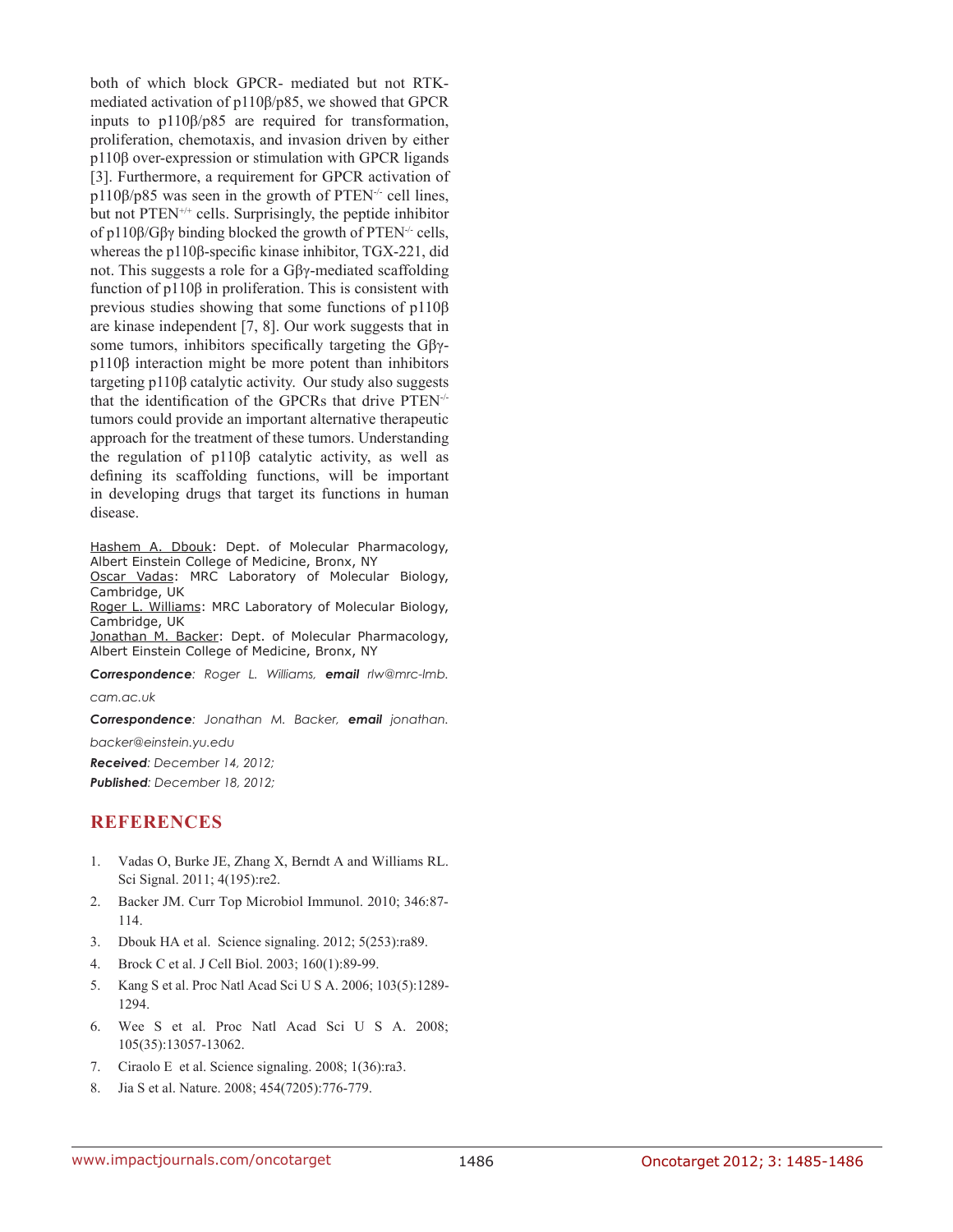both of which block GPCR- mediated but not RTK-mediated activation of p110β/p85, we showed that GPCR inputs to p110β/p85 are required for transformation, proliferation, chemotaxis, and invasion driven by either p110β over-expression or stimulation with GPCR ligands [3]. Furthermore, a requirement for GPCR activation of p110β/p85 was seen in the growth of $PTEN^{-/-}$ cell lines, but not $PTEN^{+/+}$ cells. Surprisingly, the peptide inhibitor of p110β/Gβγ binding blocked the growth of $PTEN^{-/-}$ cells, whereas the p110β-specific kinase inhibitor, TGX-221, did not. This suggests a role for a Gβγ-mediated scaffolding function of p110β in proliferation. This is consistent with previous studies showing that some functions of p110β are kinase independent [7, 8]. Our work suggests that in some tumors, inhibitors specifically targeting the Gβγ-p110β interaction might be more potent than inhibitors targeting p110β catalytic activity. Our study also suggests that the identification of the GPCRs that drive $PTEN^{-/-}$ tumors could provide an important alternative therapeutic approach for the treatment of these tumors. Understanding the regulation of p110β catalytic activity, as well as defining its scaffolding functions, will be important in developing drugs that target its functions in human disease.

Hashem A. Dbouk: Dept. of Molecular Pharmacology, Albert Einstein College of Medicine, Bronx, NY

Oscar Vadas: MRC Laboratory of Molecular Biology, Cambridge, UK

Roger L. Williams: MRC Laboratory of Molecular Biology, Cambridge, UK

Jonathan M. Backer: Dept. of Molecular Pharmacology, Albert Einstein College of Medicine, Bronx, NY

***Correspondence**: Roger L. Williams, **email** rlw@mrc-lmb.cam.ac.uk*

***Correspondence**: Jonathan M. Backer, **email** jonathan.backer@einstein.yu.edu*

***Received**: December 14, 2012;*

***Published**: December 18, 2012;*

## REFERENCES

1. Vadas O, Burke JE, Zhang X, Berndt A and Williams RL. Sci Signal. 2011; 4(195):re2.
2. Backer JM. Curr Top Microbiol Immunol. 2010; 346:87-114.
3. Dbouk HA et al. Science signaling. 2012; 5(253):ra89.
4. Brock C et al. J Cell Biol. 2003; 160(1):89-99.
5. Kang S et al. Proc Natl Acad Sci U S A. 2006; 103(5):1289-1294.
6. Wee S et al. Proc Natl Acad Sci U S A. 2008; 105(35):13057-13062.
7. Ciraolo E et al. Science signaling. 2008; 1(36):ra3.
8. Jia S et al. Nature. 2008; 454(7205):776-779.